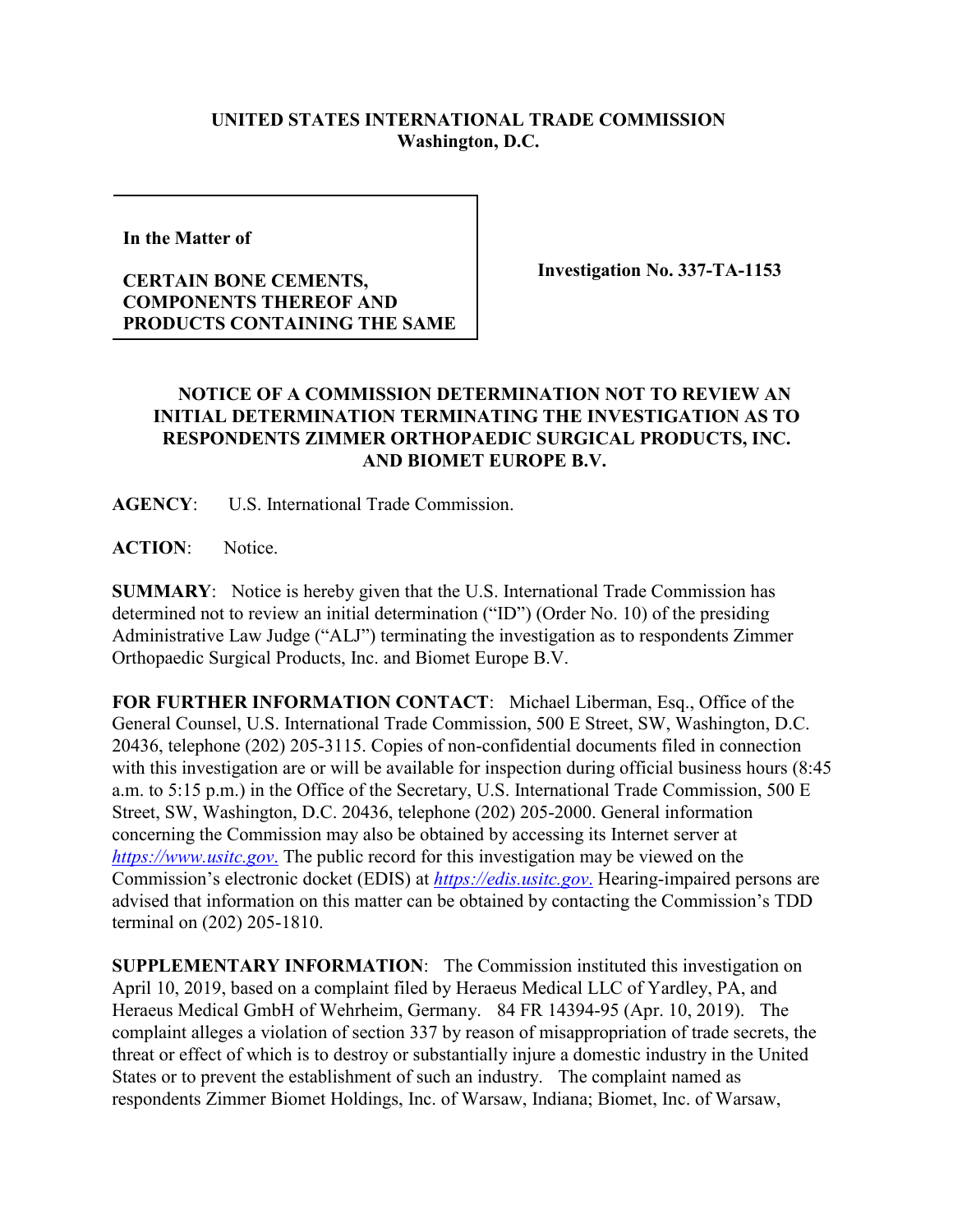**UNITED STATES INTERNATIONAL TRADE COMMISSION**
**Washington, D.C.**

| In the Matter of<br><br>**CERTAIN BONE CEMENTS, COMPONENTS THEREOF AND PRODUCTS CONTAINING THE SAME** | **Investigation No. 337-TA-1153** |
|---|---|

**NOTICE OF A COMMISSION DETERMINATION NOT TO REVIEW AN INITIAL DETERMINATION TERMINATING THE INVESTIGATION AS TO RESPONDENTS ZIMMER ORTHOPAEDIC SURGICAL PRODUCTS, INC. AND BIOMET EUROPE B.V.**

**AGENCY**: U.S. International Trade Commission.

**ACTION**: Notice.

**SUMMARY**: Notice is hereby given that the U.S. International Trade Commission has determined not to review an initial determination ("ID") (Order No. 10) of the presiding Administrative Law Judge ("ALJ") terminating the investigation as to respondents Zimmer Orthopaedic Surgical Products, Inc. and Biomet Europe B.V.

**FOR FURTHER INFORMATION CONTACT**: Michael Liberman, Esq., Office of the General Counsel, U.S. International Trade Commission, 500 E Street, SW, Washington, D.C. 20436, telephone (202) 205-3115. Copies of non-confidential documents filed in connection with this investigation are or will be available for inspection during official business hours (8:45 a.m. to 5:15 p.m.) in the Office of the Secretary, U.S. International Trade Commission, 500 E Street, SW, Washington, D.C. 20436, telephone (202) 205-2000. General information concerning the Commission may also be obtained by accessing its Internet server at *https://www.usitc.gov.* The public record for this investigation may be viewed on the Commission's electronic docket (EDIS) at *https://edis.usitc.gov.* Hearing-impaired persons are advised that information on this matter can be obtained by contacting the Commission's TDD terminal on (202) 205-1810.

**SUPPLEMENTARY INFORMATION**: The Commission instituted this investigation on April 10, 2019, based on a complaint filed by Heraeus Medical LLC of Yardley, PA, and Heraeus Medical GmbH of Wehrheim, Germany. 84 FR 14394-95 (Apr. 10, 2019). The complaint alleges a violation of section 337 by reason of misappropriation of trade secrets, the threat or effect of which is to destroy or substantially injure a domestic industry in the United States or to prevent the establishment of such an industry. The complaint named as respondents Zimmer Biomet Holdings, Inc. of Warsaw, Indiana; Biomet, Inc. of Warsaw,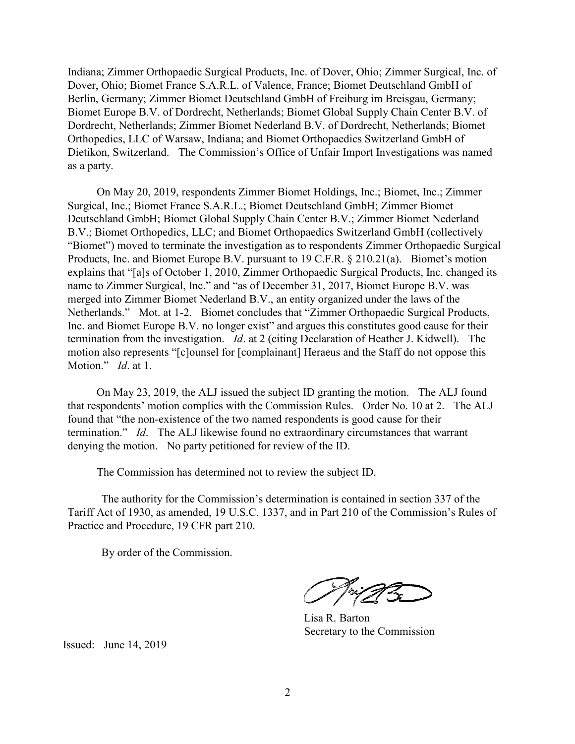Indiana; Zimmer Orthopaedic Surgical Products, Inc. of Dover, Ohio; Zimmer Surgical, Inc. of Dover, Ohio; Biomet France S.A.R.L. of Valence, France; Biomet Deutschland GmbH of Berlin, Germany; Zimmer Biomet Deutschland GmbH of Freiburg im Breisgau, Germany; Biomet Europe B.V. of Dordrecht, Netherlands; Biomet Global Supply Chain Center B.V. of Dordrecht, Netherlands; Zimmer Biomet Nederland B.V. of Dordrecht, Netherlands; Biomet Orthopedics, LLC of Warsaw, Indiana; and Biomet Orthopaedics Switzerland GmbH of Dietikon, Switzerland. The Commission's Office of Unfair Import Investigations was named as a party.

On May 20, 2019, respondents Zimmer Biomet Holdings, Inc.; Biomet, Inc.; Zimmer Surgical, Inc.; Biomet France S.A.R.L.; Biomet Deutschland GmbH; Zimmer Biomet Deutschland GmbH; Biomet Global Supply Chain Center B.V.; Zimmer Biomet Nederland B.V.; Biomet Orthopedics, LLC; and Biomet Orthopaedics Switzerland GmbH (collectively "Biomet") moved to terminate the investigation as to respondents Zimmer Orthopaedic Surgical Products, Inc. and Biomet Europe B.V. pursuant to 19 C.F.R. § 210.21(a). Biomet's motion explains that "[a]s of October 1, 2010, Zimmer Orthopaedic Surgical Products, Inc. changed its name to Zimmer Surgical, Inc." and "as of December 31, 2017, Biomet Europe B.V. was merged into Zimmer Biomet Nederland B.V., an entity organized under the laws of the Netherlands." Mot. at 1-2. Biomet concludes that "Zimmer Orthopaedic Surgical Products, Inc. and Biomet Europe B.V. no longer exist" and argues this constitutes good cause for their termination from the investigation. *Id*. at 2 (citing Declaration of Heather J. Kidwell). The motion also represents "[c]ounsel for [complainant] Heraeus and the Staff do not oppose this Motion." *Id*. at 1.

On May 23, 2019, the ALJ issued the subject ID granting the motion. The ALJ found that respondents' motion complies with the Commission Rules. Order No. 10 at 2. The ALJ found that "the non-existence of the two named respondents is good cause for their termination." *Id*. The ALJ likewise found no extraordinary circumstances that warrant denying the motion. No party petitioned for review of the ID.

The Commission has determined not to review the subject ID.

The authority for the Commission's determination is contained in section 337 of the Tariff Act of 1930, as amended, 19 U.S.C. 1337, and in Part 210 of the Commission's Rules of Practice and Procedure, 19 CFR part 210.

By order of the Commission.

Lisa R. Barton
Secretary to the Commission

Issued: June 14, 2019